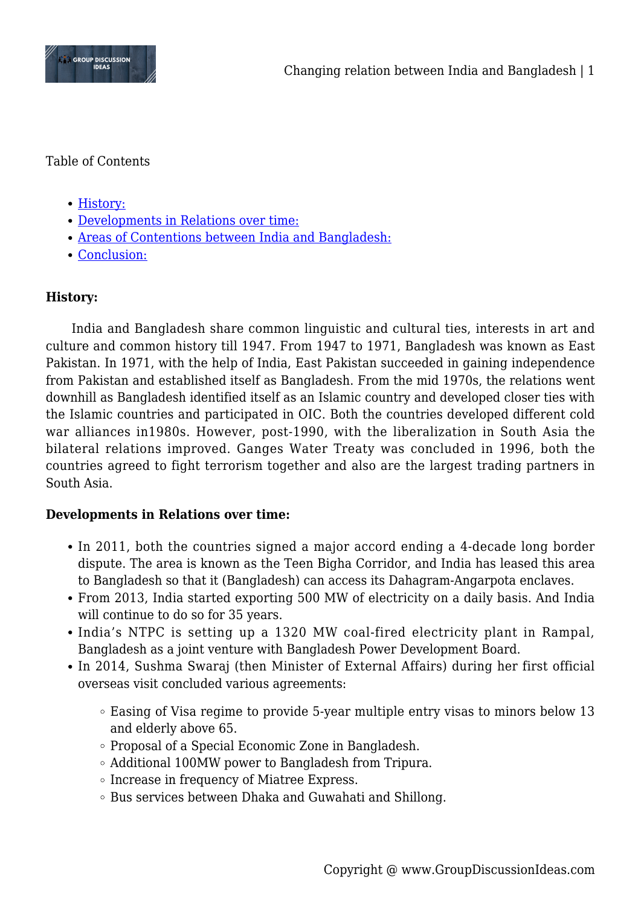Table of Contents

- History:
- Developments in Relations over time:
- Areas of Contentions between India and Bangladesh:
- Conclusion:

**History:**

India and Bangladesh share common linguistic and cultural ties, interests in art and culture and common history till 1947. From 1947 to 1971, Bangladesh was known as East Pakistan. In 1971, with the help of India, East Pakistan succeeded in gaining independence from Pakistan and established itself as Bangladesh. From the mid 1970s, the relations went downhill as Bangladesh identified itself as an Islamic country and developed closer ties with the Islamic countries and participated in OIC. Both the countries developed different cold war alliances in1980s. However, post-1990, with the liberalization in South Asia the bilateral relations improved. Ganges Water Treaty was concluded in 1996, both the countries agreed to fight terrorism together and also are the largest trading partners in South Asia.

**Developments in Relations over time:**

- In 2011, both the countries signed a major accord ending a 4-decade long border dispute. The area is known as the Teen Bigha Corridor, and India has leased this area to Bangladesh so that it (Bangladesh) can access its Dahagram-Angarpota enclaves.
- From 2013, India started exporting 500 MW of electricity on a daily basis. And India will continue to do so for 35 years.
- India's NTPC is setting up a 1320 MW coal-fired electricity plant in Rampal, Bangladesh as a joint venture with Bangladesh Power Development Board.
- In 2014, Sushma Swaraj (then Minister of External Affairs) during her first official overseas visit concluded various agreements:
  - Easing of Visa regime to provide 5-year multiple entry visas to minors below 13 and elderly above 65.
  - Proposal of a Special Economic Zone in Bangladesh.
  - Additional 100MW power to Bangladesh from Tripura.
  - Increase in frequency of Miatree Express.
  - Bus services between Dhaka and Guwahati and Shillong.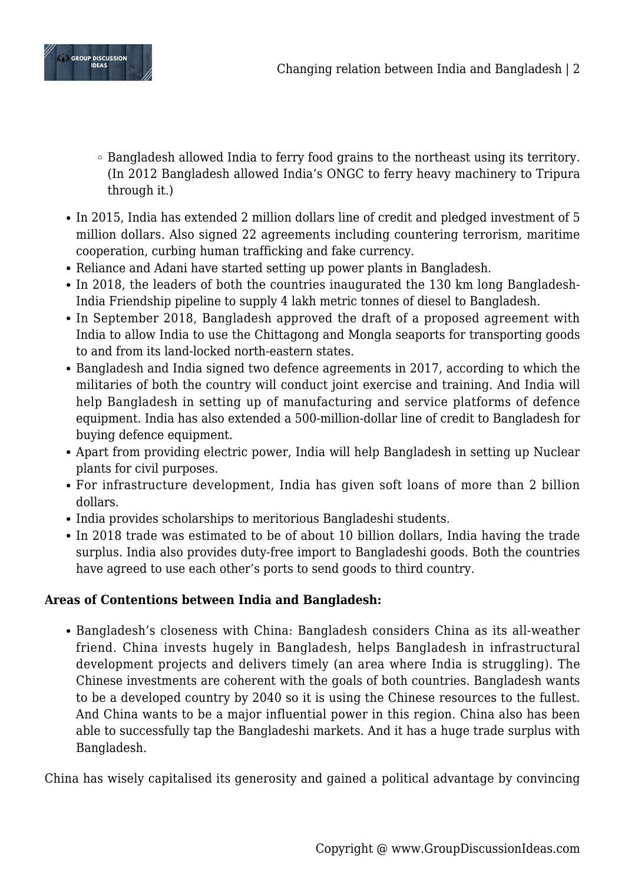- Bangladesh allowed India to ferry food grains to the northeast using its territory. (In 2012 Bangladesh allowed India's ONGC to ferry heavy machinery to Tripura through it.)

- In 2015, India has extended 2 million dollars line of credit and pledged investment of 5 million dollars. Also signed 22 agreements including countering terrorism, maritime cooperation, curbing human trafficking and fake currency.
- Reliance and Adani have started setting up power plants in Bangladesh.
- In 2018, the leaders of both the countries inaugurated the 130 km long Bangladesh-India Friendship pipeline to supply 4 lakh metric tonnes of diesel to Bangladesh.
- In September 2018, Bangladesh approved the draft of a proposed agreement with India to allow India to use the Chittagong and Mongla seaports for transporting goods to and from its land-locked north-eastern states.
- Bangladesh and India signed two defence agreements in 2017, according to which the militaries of both the country will conduct joint exercise and training. And India will help Bangladesh in setting up of manufacturing and service platforms of defence equipment. India has also extended a 500-million-dollar line of credit to Bangladesh for buying defence equipment.
- Apart from providing electric power, India will help Bangladesh in setting up Nuclear plants for civil purposes.
- For infrastructure development, India has given soft loans of more than 2 billion dollars.
- India provides scholarships to meritorious Bangladeshi students.
- In 2018 trade was estimated to be of about 10 billion dollars, India having the trade surplus. India also provides duty-free import to Bangladeshi goods. Both the countries have agreed to use each other's ports to send goods to third country.

**Areas of Contentions between India and Bangladesh:**

- Bangladesh's closeness with China: Bangladesh considers China as its all-weather friend. China invests hugely in Bangladesh, helps Bangladesh in infrastructural development projects and delivers timely (an area where India is struggling). The Chinese investments are coherent with the goals of both countries. Bangladesh wants to be a developed country by 2040 so it is using the Chinese resources to the fullest. And China wants to be a major influential power in this region. China also has been able to successfully tap the Bangladeshi markets. And it has a huge trade surplus with Bangladesh.

China has wisely capitalised its generosity and gained a political advantage by convincing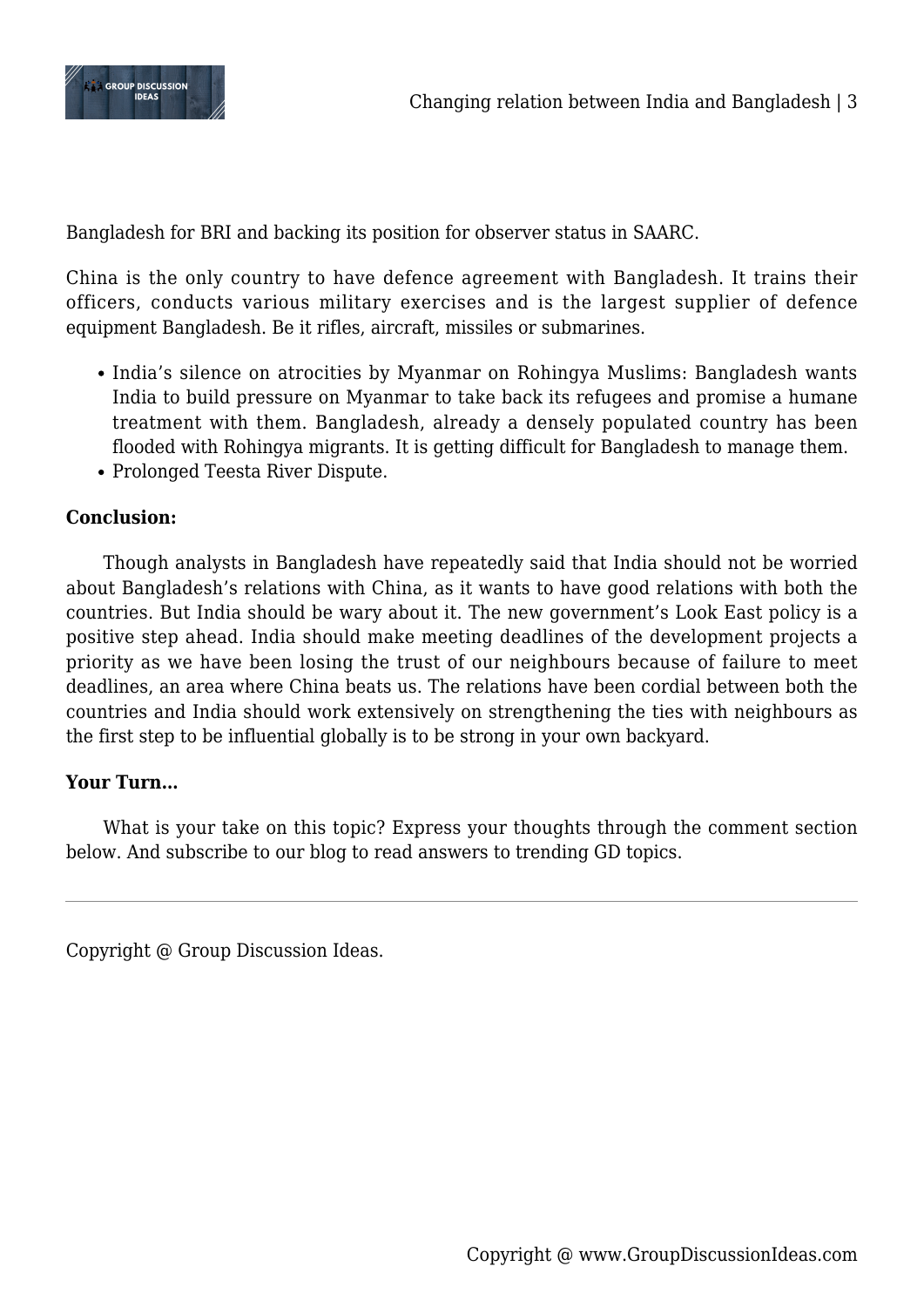Bangladesh for BRI and backing its position for observer status in SAARC.

China is the only country to have defence agreement with Bangladesh. It trains their officers, conducts various military exercises and is the largest supplier of defence equipment Bangladesh. Be it rifles, aircraft, missiles or submarines.

- India's silence on atrocities by Myanmar on Rohingya Muslims: Bangladesh wants India to build pressure on Myanmar to take back its refugees and promise a humane treatment with them. Bangladesh, already a densely populated country has been flooded with Rohingya migrants. It is getting difficult for Bangladesh to manage them.
- Prolonged Teesta River Dispute.

**Conclusion:**

Though analysts in Bangladesh have repeatedly said that India should not be worried about Bangladesh's relations with China, as it wants to have good relations with both the countries. But India should be wary about it. The new government's Look East policy is a positive step ahead. India should make meeting deadlines of the development projects a priority as we have been losing the trust of our neighbours because of failure to meet deadlines, an area where China beats us. The relations have been cordial between both the countries and India should work extensively on strengthening the ties with neighbours as the first step to be influential globally is to be strong in your own backyard.

**Your Turn…**

What is your take on this topic? Express your thoughts through the comment section below. And subscribe to our blog to read answers to trending GD topics.

---

Copyright @ Group Discussion Ideas.